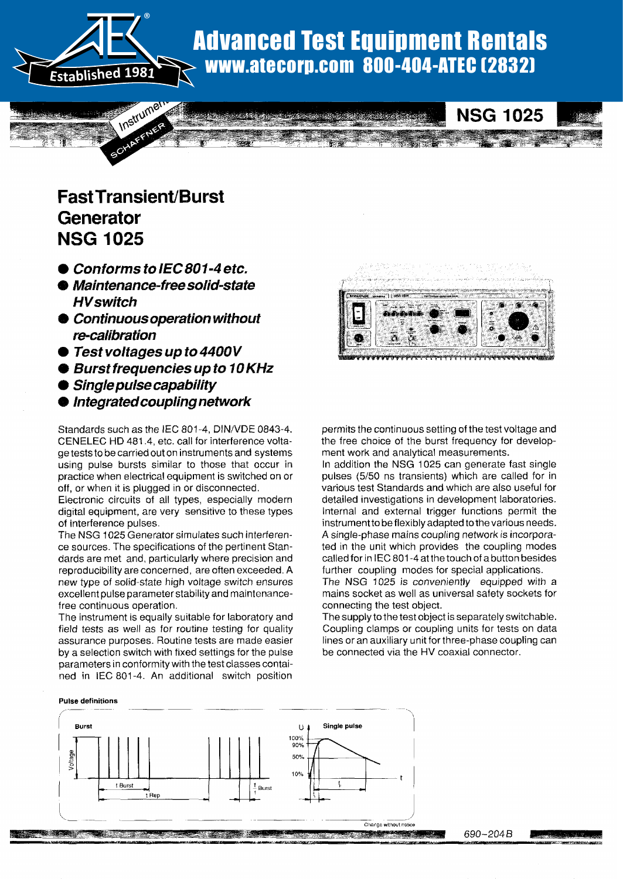# Advanced Test Equipment Rentals

**www.atecorp.com 800-404-ATEC (2832)**

Established 1981

## NSG 1025

# Fast Transient/Burst Generator NSG 1025

- ***Conforms to IEC 801-4 etc.***
- ***Maintenance-free solid-state HV switch***
- ***Continuous operation without re-calibration***
- ***Test voltages up to 4400V***
- ***Burst frequencies up to 10 KHz***
- ***Single pulse capability***
- ***Integrated coupling network***

Standards such as the IEC 801-4, DIN/VDE 0843-4. CENELEC HD 481.4, etc. call for interference voltage tests to be carried out on instruments and systems using pulse bursts similar to those that occur in practice when electrical equipment is switched on or off, or when it is plugged in or disconnected.

Electronic circuits of all types, especially modern digital equipment, are very sensitive to these types of interference pulses.

The NSG 1025 Generator simulates such interference sources. The specifications of the pertinent Standards are met and, particularly where precision and reproducibility are concerned, are often exceeded. A new type of solid-state high voltage switch ensures excellent pulse parameter stability and maintenance-free continuous operation.

The instrument is equally suitable for laboratory and field tests as well as for routine testing for quality assurance purposes. Routine tests are made easier by a selection switch with fixed settings for the pulse parameters in conformity with the test classes contained in IEC 801-4. An additional switch position permits the continuous setting of the test voltage and the free choice of the burst frequency for development work and analytical measurements.

In addition the NSG 1025 can generate fast single pulses (5/50 ns transients) which are called for in various test Standards and which are also useful for detailed investigations in development laboratories.

Internal and external trigger functions permit the instrument to be flexibly adapted to the various needs.

A single-phase mains coupling network is incorporated in the unit which provides the coupling modes called for in IEC 801-4 at the touch of a button besides further coupling modes for special applications.

The NSG 1025 is conveniently equipped with a mains socket as well as universal safety sockets for connecting the test object.

The supply to the test object is separately switchable. Coupling clamps or coupling units for tests on data lines or an auxiliary unit for three-phase coupling can be connected via the HV coaxial connector.

**Pulse definitions**

Change without notice

690–204 B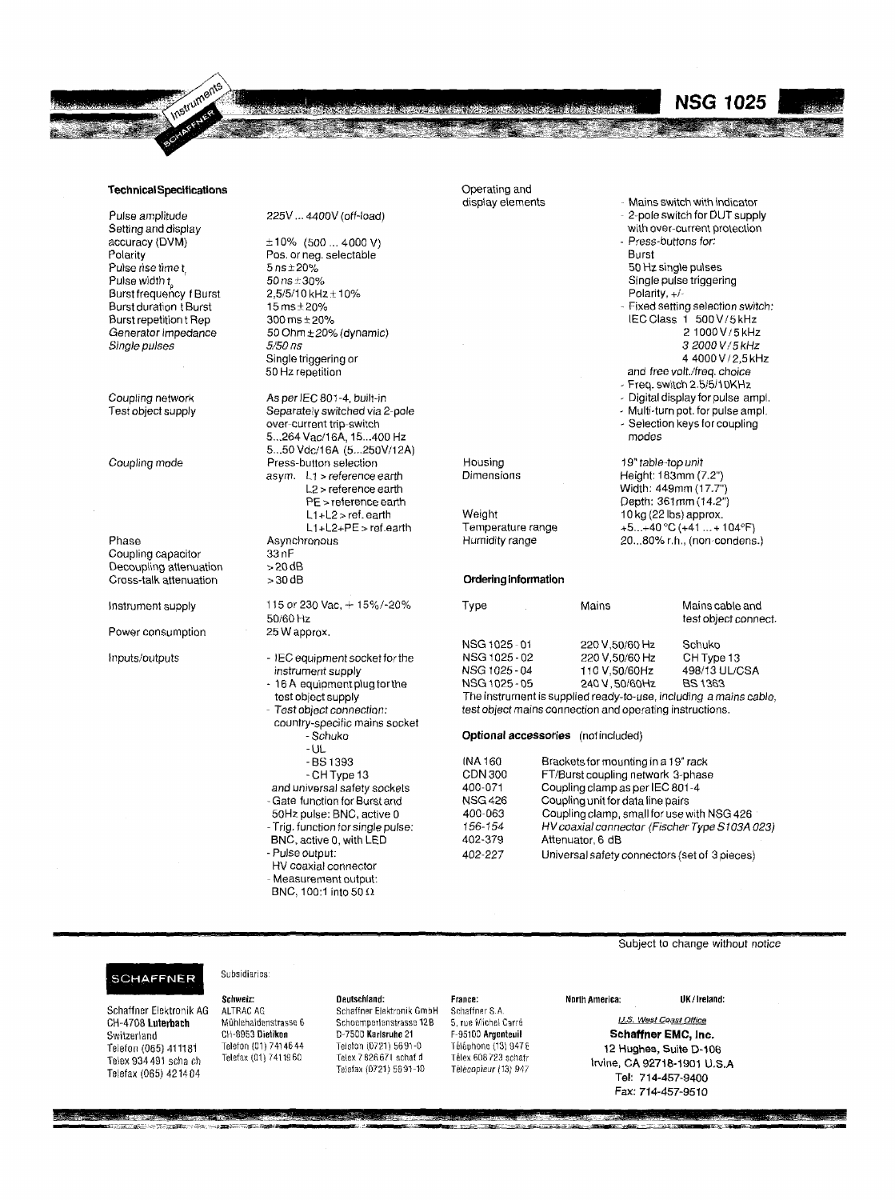## Technical Specifications

| | |
|---|---|
| Pulse amplitude | 225V ... 4400V (off-load) |
| Setting and display accuracy (DVM) | ±10% (500 ... 4000 V) |
| Polarity | Pos. or neg. selectable |
| Pulse rise time $t_r$ | 5 ns ± 20% |
| Pulse width $t_p$ | 50 ns ± 30% |
| Burst frequency f Burst | 2,5/5/10 kHz ± 10% |
| Burst duration t Burst | 15 ms ± 20% |
| Burst repetition t Rep | 300 ms ± 20% |
| Generator impedance | 50 Ohm ± 20% (dynamic) |
| *Single pulses* | *5/50 ns*<br>Single triggering or<br>50 Hz repetition |
| Coupling network | As per IEC 801-4, built-in |
| Test object supply | Separately switched via 2-pole over-current trip-switch<br>5...264 Vac/16A, 15...400 Hz<br>5...50 Vdc/16A (5...250V/12A) |
| Coupling mode | Press-button selection<br>asym. L1 > reference earth<br>L2 > reference earth<br>PE > reference earth<br>L1+L2 > ref. earth<br>L1+L2+PE > ref.earth |
| Phase | Asynchronous |
| Coupling capacitor | 33 nF |
| Decoupling attenuation | > 20 dB |
| Cross-talk attenuation | > 30 dB |
| Instrument supply | 115 or 230 Vac, + 15%/-20%<br>50/60 Hz |
| Power consumption | 25 W approx. |
| Inputs/outputs | - IEC equipment socket for the instrument supply<br>- 16 A equipment plug for the test object supply<br>- *Test object connection:* country-specific mains socket<br>- Schuko<br>- UL<br>- BS 1393<br>- CH Type 13<br>*and universal safety sockets*<br>- Gate function for Burst and 50Hz pulse: BNC, active 0<br>- Trig. function for single pulse: BNC, active 0, with LED<br>- Pulse output: HV coaxial connector<br>- Measurement output: BNC, 100:1 into 50 Ω |
| Operating and display elements | - Mains switch with indicator<br>- 2-pole switch for DUT supply with over-current protection<br>- *Press-buttons for:*<br>Burst<br>50 Hz single pulses<br>Single pulse triggering<br>Polarity, +/-<br>- *Fixed setting selection switch:*<br>IEC Class 1 500 V / 5 kHz<br>2 1000 V / 5 kHz<br>*3 2000 V / 5 kHz*<br>4 4000 V / 2,5 kHz<br>*and free volt./freq. choice*<br>- Freq. switch 2.5/5/10KHz<br>- Digital display for pulse ampl.<br>- Multi-turn pot. for pulse ampl.<br>- Selection keys for coupling modes |
| Housing | *19" table-top unit* |
| Dimensions | Height: 183mm (7.2")<br>Width: 449mm (17.7")<br>Depth: 361mm (14.2") |
| Weight | 10 kg (22 lbs) approx. |
| Temperature range | +5...+40 °C (+41 ... + 104°F) |
| Humidity range | 20...80% r.h., (non-condens.) |

## Ordering information

| Type | Mains | Mains cable and test object connect. |
|---|---|---|
| NSG 1025 - 01 | 220 V, 50/60 Hz | Schuko |
| NSG 1025 - 02 | 220 V, 50/60 Hz | CH Type 13 |
| NSG 1025 - 04 | 110 V, 50/60Hz | 498/13 UL/CSA |
| NSG 1025 - 05 | 240 V, 50/60Hz | BS 1363 |

The instrument is supplied ready-to-use, including *a mains cable, test object mains connection and operating instructions.*

## Optional accessories (not included)

| | |
|---|---|
| INA 160 | Brackets for mounting in a 19" rack |
| CDN 300 | FT/Burst coupling network 3-phase |
| 400-071 | Coupling clamp as per IEC 801-4 |
| NSG 426 | Coupling unit for data line pairs |
| 400-063 | Coupling clamp, small for use with NSG 426 |
| *156-154* | *HV coaxial connector (Fischer Type S103A 023)* |
| 402-379 | Attenuator, 6 dB |
| 402-227 | Universal safety connectors (set of 3 pieces) |

Subject to change without *notice*

**SCHAFFNER**

Schaffner Elektronik AG
CH-4708 **Luterbach**
Switzerland
Telefon (065) 411181
Telex 934 491 scha ch
Telefax (065) 421404

Subsidiaries:

**Schweiz:**
ALTRAC AG
Mühlehaldenstrasse 6
CH-8953 **Dietikon**
Telefon (01) 7414644
Telefax (01) 7411960

**Deutschland:**
Schaffner Elektronik GmbH
Schoemperlenstrasse 12B
D-7500 **Karlsruhe 21**
Telefon (0721) 5691-0
Telex 7 826 671 schaf d
Telefax (0721) 5691-10

**France:**
Schaffner S.A.
5, rue Michel Carré
F-95100 **Argenteuil**
Téléphone (13) 947 6
Télex 606 723 schafr
Télécopieur (13) 947

**North America:**

**UK / Ireland:**

*U.S. West Coast Office*
**Schaffner EMC, Inc.**
12 Hughes, Suite D-106
Irvine, CA 92718-1901 U.S.A
Tel: 714-457-9400
Fax: 714-457-9510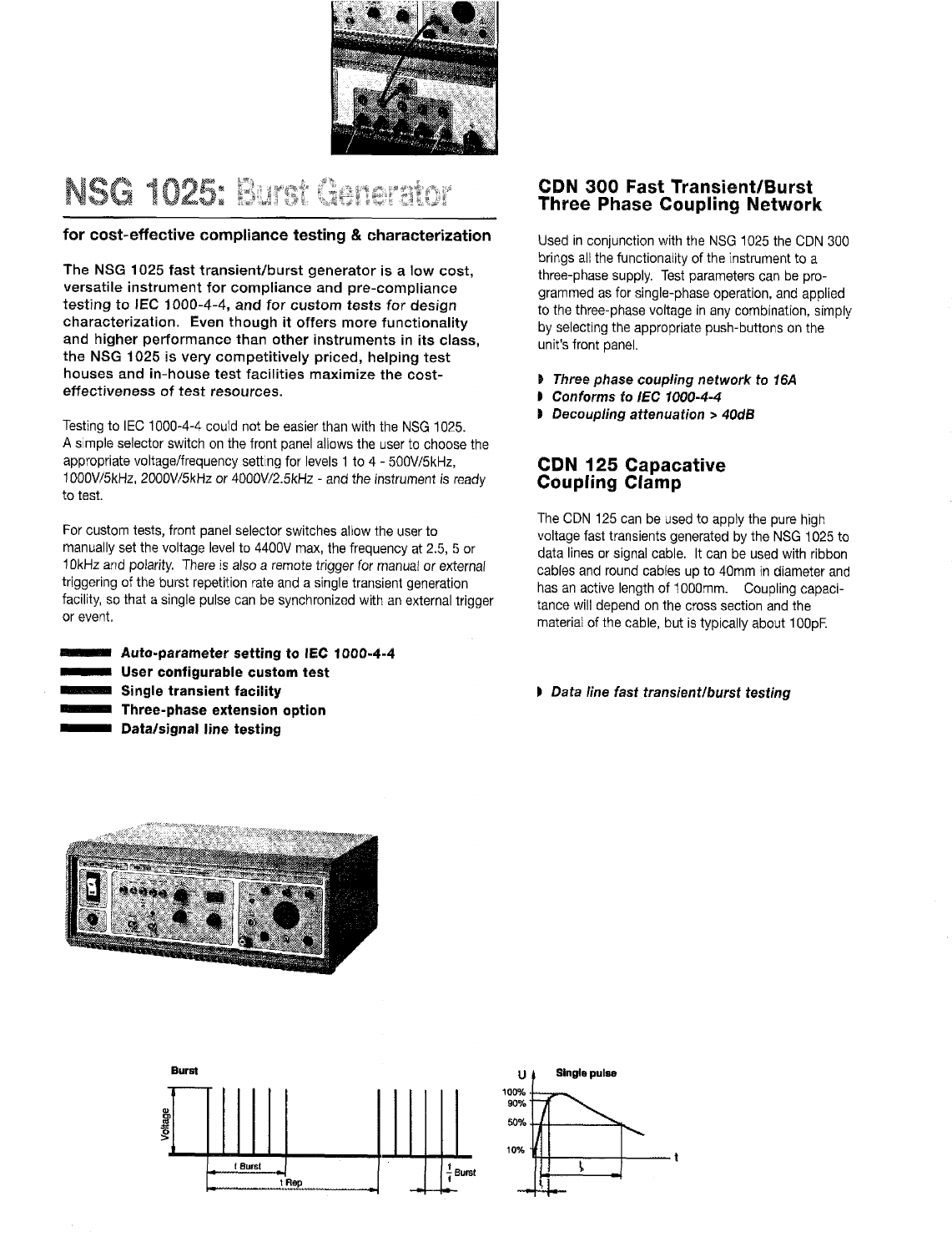# NSG 1025: Burst Generator

### for cost-effective compliance testing & characterization

**The NSG 1025 fast transient/burst generator is a low cost, versatile instrument for compliance and pre-compliance testing to IEC 1000-4-4, and for custom tests for design characterization. Even though it offers more functionality and higher performance than other instruments in its class, the NSG 1025 is very competitively priced, helping test houses and in-house test facilities maximize the cost-effectiveness of test resources.**

Testing to IEC 1000-4-4 could not be easier than with the NSG 1025. A simple selector switch on the front panel allows the user to choose the appropriate voltage/frequency setting for levels 1 to 4 - 500V/5kHz, 1000V/5kHz, 2000V/5kHz or 4000V/2.5kHz - and the instrument is ready to test.

For custom tests, front panel selector switches allow the user to manually set the voltage level to 4400V max, the frequency at 2.5, 5 or 10kHz and polarity. There is also a remote trigger for manual or external triggering of the burst repetition rate and a single transient generation facility, so that a single pulse can be synchronized with an external trigger or event.

- **Auto-parameter setting to IEC 1000-4-4**
- **User configurable custom test**
- **Single transient facility**
- **Three-phase extension option**
- **Data/signal line testing**

## CDN 300 Fast Transient/Burst Three Phase Coupling Network

Used in conjunction with the NSG 1025 the CDN 300 brings all the functionality of the instrument to a three-phase supply. Test parameters can be programmed as for single-phase operation, and applied to the three-phase voltage in any combination, simply by selecting the appropriate push-buttons on the unit's front panel.

- *Three phase coupling network to 16A*
- *Conforms to IEC 1000-4-4*
- *Decoupling attenuation > 40dB*

## CDN 125 Capacative Coupling Clamp

The CDN 125 can be used to apply the pure high voltage fast transients generated by the NSG 1025 to data lines or signal cable. It can be used with ribbon cables and round cables up to 40mm in diameter and has an active length of 1000mm. Coupling capacitance will depend on the cross section and the material of the cable, but is typically about 100pF.

- *Data line fast transient/burst testing*

Burst

Single pulse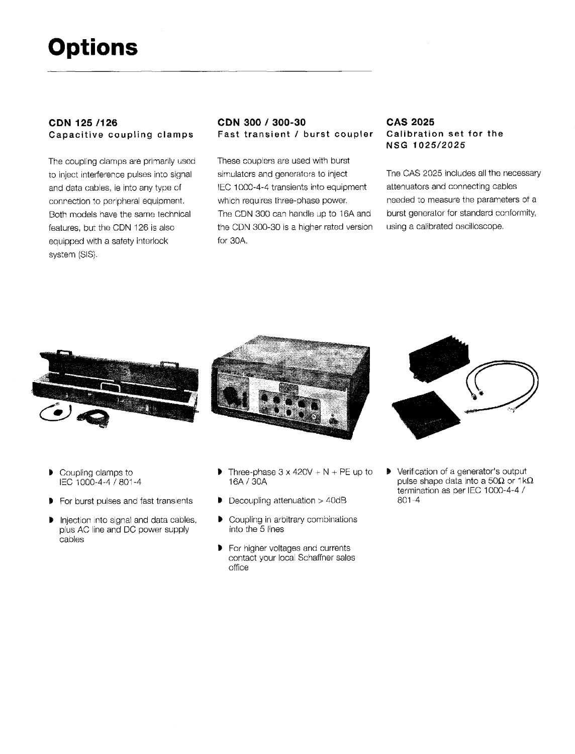# Options

### CDN 125 /126
**Capacitive coupling clamps**

The coupling clamps are primarily used to inject interference pulses into signal and data cables, ie into any type of connection to peripheral equipment. Both models have the same technical features, but the CDN 126 is also equipped with a safety interlock system (SIS).

- Coupling clamps to IEC 1000-4-4 / 801-4
- For burst pulses and fast transients
- Injection into signal and data cables, plus AC line and DC power supply cables

### CDN 300 / 300-30
**Fast transient / burst coupler**

These couplers are used with burst simulators and generators to inject IEC 1000-4-4 transients into equipment which requires three-phase power. The CDN 300 can handle up to 16A and the CDN 300-30 is a higher rated version for 30A.

- Three-phase 3 x 420V + N + PE up to 16A / 30A
- Decoupling attenuation > 40dB
- Coupling in arbitrary combinations into the 5 lines
- For higher voltages and currents contact your local Schaffner sales office

### CAS 2025
**Calibration set for the NSG 1025/2025**

The CAS 2025 includes all the necessary attenuators and connecting cables needed to measure the parameters of a burst generator for standard conformity, using a calibrated oscilloscope.

- Verification of a generator's output pulse shape data into a 50Ω or 1kΩ termination as per IEC 1000-4-4 / 801-4